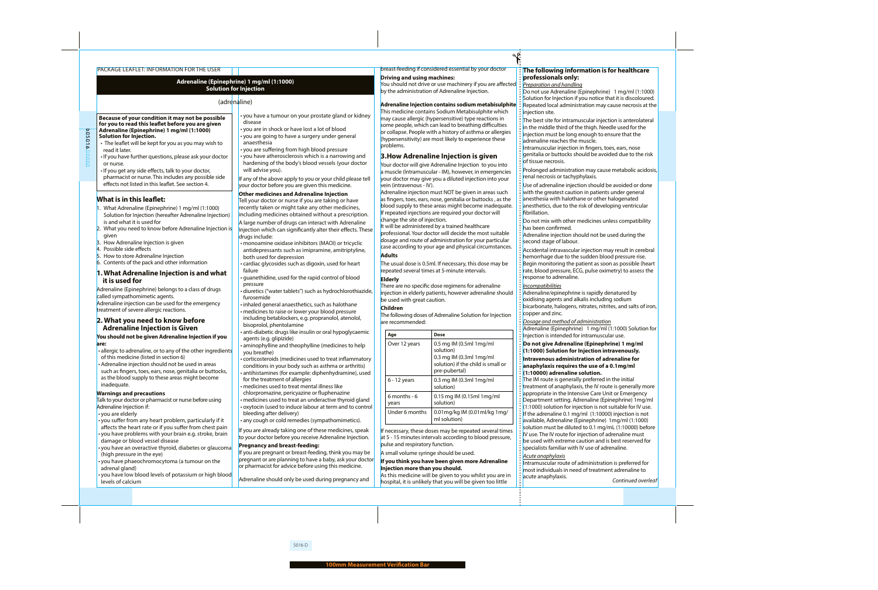PACKAGE LEAFLET: INFORMATION FOR THE USER

# Adrenaline (Epinephrine) 1 mg/ml (1:1000) Solution for Injection

(adrenaline)

**Because of your condition it may not be possible for you to read this leaflet before you are given Adrenaline (Epinephrine) 1 mg/ml (1:1000) Solution for Injection.**

- The leaflet will be kept for you as you may wish to read it later.
- If you have further questions, please ask your doctor or nurse.
- If you get any side effects, talk to your doctor, pharmacist or nurse. This includes any possible side effects not listed in this leaflet. See section 4.

## What is in this leaflet:

1. What Adrenaline (Epinephrine) 1 mg/ml (1:1000) Solution for Injection (hereafter Adrenaline Injection) is and what it is used for
2. What you need to know before Adrenaline Injection is given
3. How Adrenaline Injection is given
4. Possible side effects
5. How to store Adrenaline Injection
6. Contents of the pack and other information

## 1. What Adrenaline Injection is and what it is used for

Adrenaline (Epinephrine) belongs to a class of drugs called sympathomimetic agents.
Adrenaline injection can be used for the emergency treatment of severe allergic reactions.

## 2. What you need to know before Adrenaline Injection is Given

**You should not be given Adrenaline Injection if you are:**

- allergic to adrenaline, or to any of the other ingredients of this medicine (listed in section 6)
- Adrenaline injection should not be used in areas such as fingers, toes, ears, nose, genitalia or buttocks, as the blood supply to these areas might become inadequate.

**Warnings and precautions**

Talk to your doctor or pharmacist or nurse before using Adrenaline Injection if:

- you are elderly
- you suffer from any heart problem, particularly if it affects the heart rate or if you suffer from chest pain
- you have problems with your brain e.g. stroke, brain damage or blood vessel disease
- you have an overactive thyroid, diabetes or glaucoma (high pressure in the eye)
- you have phaeochromocytoma (a tumour on the adrenal gland)
- you have low blood levels of potassium or high blood levels of calcium
- you have a tumour on your prostate gland or kidney disease
- you are in shock or have lost a lot of blood
- you are going to have a surgery under general anaesthesia
- you are suffering from high blood pressure
- you have atherosclerosis which is a narrowing and hardening of the body's blood vessels (your doctor will advise you).

If any of the above apply to you or your child please tell your doctor before you are given this medicine.

**Other medicines and Adrenaline Injection**

Tell your doctor or nurse if you are taking or have recently taken or might take any other medicines, including medicines obtained without a prescription.

A large number of drugs can interact with Adrenaline Injection which can significantly alter their effects. These drugs include:

- monoamine oxidase inhibitors (MAOI) or tricyclic antidepressants such as imipramine, amitriptyline, both used for depression
- cardiac glycosides such as digoxin, used for heart failure
- guanethidine, used for the rapid control of blood pressure
- diuretics ("water tablets") such as hydrochlorothiazide, furosemide
- inhaled general anaesthetics, such as halothane
- medicines to raise or lower your blood pressure including betablockers, e.g. propranolol, atenolol, bisoprolol, phentolamine
- anti-diabetic drugs like insulin or oral hypoglycaemic agents (e.g. glipizide)
- aminophylline and theophylline (medicines to help you breathe)
- corticosteroids (medicines used to treat inflammatory conditions in your body such as asthma or arthritis)
- antihistamines (for example: diphenhydramine), used for the treatment of allergies
- medicines used to treat mental illness like chlorpromazine, pericyazine or fluphenazine
- medicines used to treat an underactive thyroid gland
- oxytocin (used to induce labour at term and to control bleeding after delivery)
- any cough or cold remedies (sympathomimetics).

If you are already taking one of these medicines, speak to your doctor before you receive Adrenaline Injection.

**Pregnancy and breast-feeding:**

If you are pregnant or breast-feeding, think you may be pregnant or are planning to have a baby, ask your doctor or pharmacist for advice before using this medicine.

Adrenaline should only be used during pregnancy and breast-feeding if considered essential by your doctor

**Driving and using machines:**

You should not drive or use machinery if you are affected by the administration of Adrenaline Injection.

**Adrenaline Injection contains sodium metabisulphite**

This medicine contains Sodium Metabisulphite which may cause allergic (hypersensitive) type reactions in some people, which can lead to breathing difficulties or collapse. People with a history of asthma or allergies (hypersensitivity) are most likely to experience these problems.

## 3. How Adrenaline Injection is given

Your doctor will give Adrenaline Injection to you into a muscle (Intramuscular - IM), however, in emergencies your doctor may give you a diluted injection into your vein (intravenous - IV).

Adrenaline injection must NOT be given in areas such as fingers, toes, ears, nose, genitalia or buttocks , as the blood supply to these areas might become inadequate. If repeated injections are required your doctor will change the site of injection.

It will be administered by a trained healthcare professional. Your doctor will decide the most suitable dosage and route of administration for your particular case according to your age and physical circumstances.

**Adults**

The usual dose is 0.5ml. If necessary, this dose may be repeated several times at 5-minute intervals.

**Elderly**

There are no specific dose regimens for adrenaline injection in elderly patients, however adrenaline should be used with great caution.

**Children**

The following doses of Adrenaline Solution for Injection are recommended:

| Age | Dose |
|---|---|
| Over 12 years | 0.5 mg IM (0.5ml 1mg/ml solution)<br>0.3 mg IM (0.3ml 1mg/ml solution) if the child is small or pre-pubertal) |
| 6 - 12 years | 0.3 mg IM (0.3ml 1mg/ml solution) |
| 6 months - 6 years | 0.15 mg IM (0.15ml 1mg/ml solution) |
| Under 6 months | 0.01mg/kg IM (0.01ml/kg 1mg/ ml solution) |

If necessary, these doses may be repeated several times at 5 - 15 minutes intervals according to blood pressure, pulse and respiratory function.

A small volume syringe should be used.

**If you think you have been given more Adrenaline Injection more than you should.**

As this medicine will be given to you whilst you are in hospital, it is unlikely that you will be given too little

---

## The following information is for healthcare professionals only:

*Preparation and handling*

Do not use Adrenaline (Epinephrine) 1 mg/ml (1:1000) Solution for Injection if you notice that it is discoloured. Repeated local administration may cause necrosis at the injection site.

The best site for intramuscular injection is anterolateral in the middle third of the thigh. Needle used for the injection must be long enough to ensure that the adrenaline reaches the muscle.

Intramuscular injection in fingers, toes, ears, nose genitalia or buttocks should be avoided due to the risk of tissue necrosis.

Prolonged administration may cause metabolic acidosis, renal necrosis or tachyphylaxis.

Use of adrenaline injection should be avoided or done with the greatest caution in patients under general anesthesia with halothane or other halogenated anesthetics, due to the risk of developing ventricular fibrillation.

Do not mix with other medicines unless compatibility has been confirmed.

Adrenaline injection should not be used during the second stage of labour.

Accidental intravascular injection may result in cerebral hemorrhage due to the sudden blood pressure rise. Begin monitoring the patient as soon as possible (heart rate, blood pressure, ECG, pulse oximetry) to assess the response to adrenaline.

*Incompatibilities*

Adrenaline/epinephrine is rapidly denatured by oxidising agents and alkalis including sodium bicarbonate, halogens, nitrates, nitrites, and salts of iron, copper and zinc.

*Dosage and method of administration*

Adrenaline (Epinephrine) 1 mg/ml (1:1000) Solution for Injection is intended for intramuscular use.

**Do not give Adrenaline (Epinephrine) 1 mg/ml (1:1000) Solution for Injection intravenously.**

**Intravenous administration of adrenaline for anaphylaxis requires the use of a 0.1mg/ml (1:10000) adrenaline solution.**

The IM route is generally preferred in the initial treatment of anaphylaxis, the IV route is generally more appropriate in the Intensive Care Unit or Emergency Department setting. Adrenaline (Epinephrine) 1mg/ml (1:1000) solution for injection is not suitable for IV use. If the adrenaline 0.1 mg/ml (1:10000) injection is not available, Adrenaline (Epinephrine) 1mg/ml (1:1000) solution must be diluted to 0.1 mg/mL (1:10000) before IV use. The IV route for injection of adrenaline must be used with extreme caution and is best reserved for specialists familiar with IV use of adrenaline.

*Acute anaphylaxis*

Intramuscular route of administration is preferred for most individuals in need of treatment adrenaline to acute anaphylaxis.

*Continued overleaf*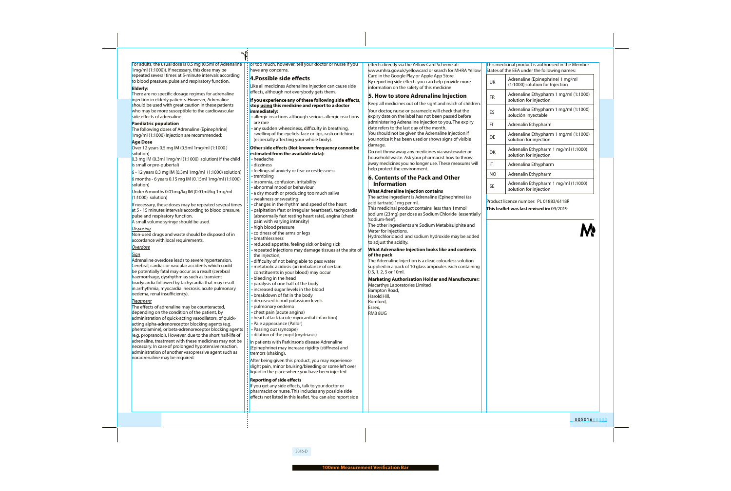For adults, the usual dose is 0.5 mg (0.5ml of Adrenaline 1mg/ml (1:1000)). If necessary, this dose may be repeated several times at 5-minute intervals according to blood pressure, pulse and respiratory function.

**Elderly:**

There are no specific dosage regimes for adrenaline injection in elderly patients. However, Adrenaline should be used with great caution in these patients who may be more susceptible to the cardiovascular side effects of adrenaline.

**Paediatric population**

The following doses of Adrenaline (Epinephrine) 1mg/ml (1:1000) Injection are recommended:

**Age Dose**

Over 12 years 0.5 mg IM (0.5ml 1mg/ml (1:1000) solution)

0.3 mg IM (0.3ml 1mg/ml (1:1000) solution) if the child is small or pre-pubertal)

6 - 12 years 0.3 mg IM (0.3ml 1mg/ml (1:1000) solution)

6 months - 6 years 0.15 mg IM (0.15ml 1mg/ml (1:1000) solution)

Under 6 months 0.01mg/kg IM (0.01ml/kg 1mg/ml (1:1000) solution)

If necessary, these doses may be repeated several times at 5 - 15 minutes intervals according to blood pressure, pulse and respiratory function.

A small volume syringe should be used.

*Disposing*

Non-used drugs and waste should be disposed of in accordance with local requirements.

*Overdose*

*Sign*

Adrenaline overdose leads to severe hypertension. Cerebral, cardiac or vascular accidents which could be potentially fatal may occur as a result (cerebral haemorrhage, dysrhythmias such as transient bradycardia followed by tachycardia that may result in arrhythmia, myocardial necrosis, acute pulmonary oedema, renal insufficiency).

*Treatment*

The effects of adrenaline may be counteracted, depending on the condition of the patient, by administration of quick-acting vasodilators, of quick-acting alpha-adrenoreceptor blocking agents (e.g. phentolamine), or beta-adrenoreceptor blocking agents (e.g. propranolol). However, due to the short half-life of adrenaline, treatment with these medicines may not be necessary. In case of prolonged hypotensive reaction, administration of another vasopressive agent such as noradrenaline may be required.

or too much, however, tell your doctor or nurse if you have any concerns.

## 4.Possible side effects

Like all medicines Adrenaline Injection can cause side effects, although not everybody gets them.

**If you experience any of these following side effects, stop using this medicine and report to a doctor immediately:**

- allergic reactions although serious allergic reactions are rare
- any sudden wheeziness, difficulty in breathing, swelling of the eyelids, face or lips, rash or itching (especially affecting your whole body).

**Other side effects (Not known: frequency cannot be estimated from the available data):**

- headache
- dizziness
- feelings of anxiety or fear or restlessness
- trembling
- insomnia, confusion, irritability
- abnormal mood or behaviour
- a dry mouth or producing too much saliva
- weakness or sweating
- changes in the rhythm and speed of the heart
- palpitation (fast or irregular heartbeat), tachycardia (abnormally fast resting heart rate), angina (chest pain with varying intensity)
- high blood pressure
- coldness of the arms or legs
- breathlessness
- reduced appetite, feeling sick or being sick
- repeated injections may damage tissues at the site of the injection,
- difficulty of not being able to pass water
- metabolic acidosis (an imbalance of certain constituents in your blood) may occur
- bleeding in the head
- paralysis of one half of the body
- increased sugar levels in the blood
- breakdown of fat in the body
- decreased blood potassium levels
- pulmonary oedema
- chest pain (acute angina)
- heart attack (acute myocardial infarction)
- Pale appearance (Pallor)
- Passing out (syncope)
- dilation of the pupil (mydriasis)

In patients with Parkinson's disease Adrenaline (Epinephrine) may increase rigidity (stiffness) and tremors (shaking).

After being given this product, you may experience slight pain, minor bruising/bleeding or some left over liquid in the place where you have been injected

**Reporting of side effects**

If you get any side effects, talk to your doctor or pharmacist or nurse. This includes any possible side effects not listed in this leaflet. You can also report side effects directly via the Yellow Card Scheme at: www.mhra.gov.uk/yellowcard or search for MHRA Yellow Card in the Google Play or Apple App Store. By reporting side effects you can help provide more information on the safety of this medicine

## 5. How to store Adrenaline Injection

Keep all medicines out of the sight and reach of children.

Your doctor, nurse or paramedic will check that the expiry date on the label has not been passed before administering Adrenaline Injection to you. The expiry date refers to the last day of the month.

You should not be given the Adrenaline Injection if you notice it has been used or shows signs of visible damage.

Do not throw away any medicines via wastewater or household waste. Ask your pharmacist how to throw away medicines you no longer use. These measures will help protect the environment.

## 6. Contents of the Pack and Other Information

**What Adrenaline Injection contains**

The active ingredient is Adrenaline (Epinephrine) (as acid tartrate) 1mg per ml.

This medicinal product contains less than 1mmol sodium (23mg) per dose as Sodium Chloride (essentially 'sodium-free').

The other ingredients are Sodium Metabisulphite and Water for Injections.

Hydrochloric acid and sodium hydroxide may be added to adjust the acidity.

**What Adrenaline Injection looks like and contents of the pack**

The Adrenaline Injection is a clear, colourless solution supplied in a pack of 10 glass ampoules each containing 0.5, 1, 2, 5 or 10ml.

**Marketing Authorisation Holder and Manufacturer:**

Macarthys Laboratories Limited
Bampton Road,
Harold Hill,
Romford,
Essex,
RM3 8UG

This medicinal product is authorised in the Member States of the EEA under the following names:

| | |
|---|---|
| UK | Adrenaline (Epinephrine) 1 mg/ml (1:1000) solution for Injection |
| FR | Adrenaline Ethypharm 1 mg/ml (1:1000) solution for injection |
| ES | Adrenalina Ethypharm 1 mg/ml (1:1000) solución inyectable |
| FI | Adrenalin Ethypharm |
| DE | Adrenaline Ethypharm 1 mg/ml (1:1000) solution for injection |
| DK | Adrenalin Ethypharm 1 mg/ml (1:1000) solution for injection |
| IT | Adrenalina Ethypharm |
| NO | Adrenalin Ethypharm |
| SE | Adrenalin Ethypharm 1 mg/ml (1:1000) solution for injection |

Product licence number: PL 01883/6118R

**This leaflet was last revised in:** 09/2019